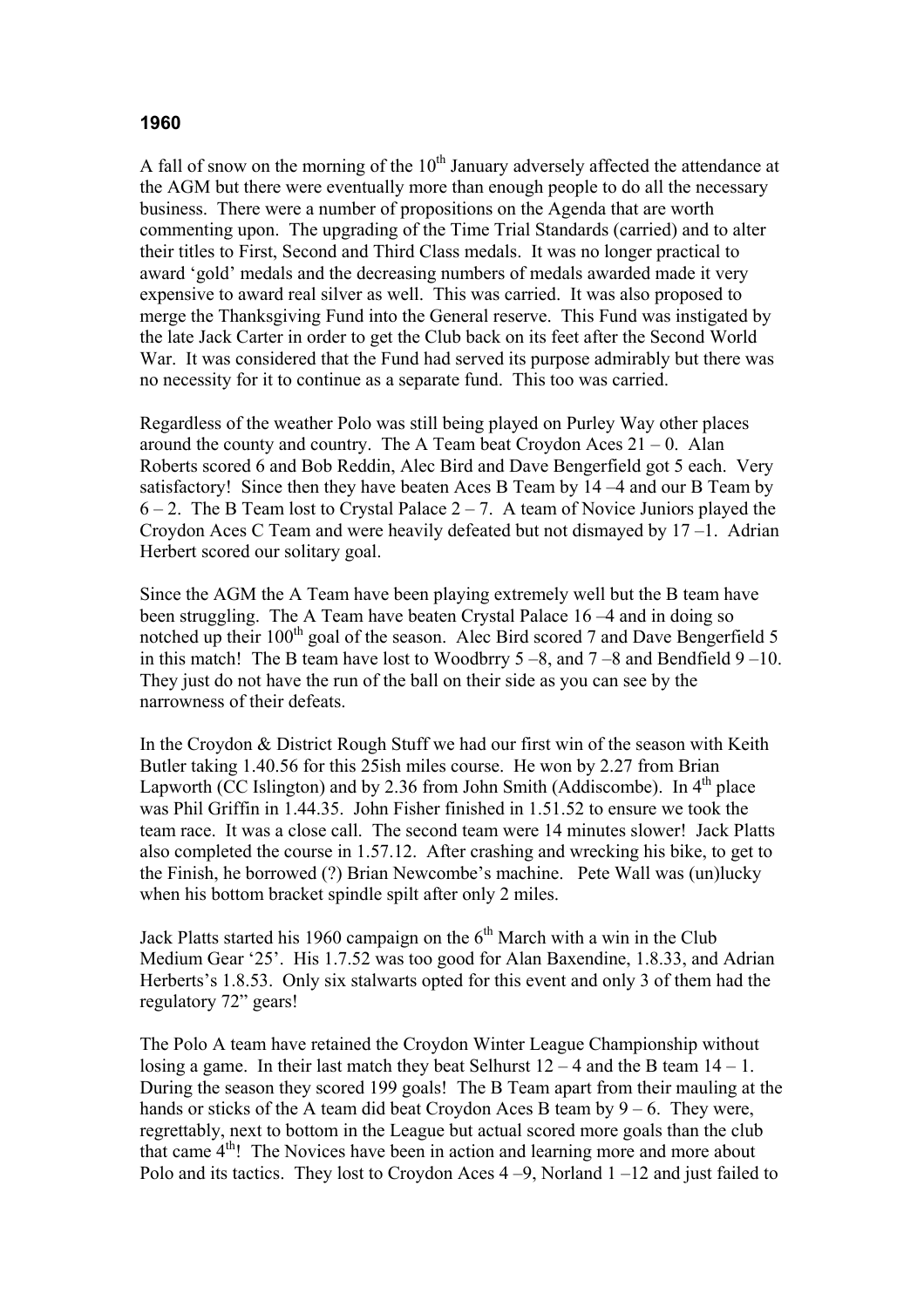# 1960

A fall of snow on the morning of the 10th January adversely affected the attendance at the AGM but there were eventually more than enough people to do all the necessary business. There were a number of propositions on the Agenda that are worth commenting upon. The upgrading of the Time Trial Standards (carried) and to alter their titles to First, Second and Third Class medals. It was no longer practical to award 'gold' medals and the decreasing numbers of medals awarded made it very expensive to award real silver as well. This was carried. It was also proposed to merge the Thanksgiving Fund into the General reserve. This Fund was instigated by the late Jack Carter in order to get the Club back on its feet after the Second World War. It was considered that the Fund had served its purpose admirably but there was no necessity for it to continue as a separate fund. This too was carried.

Regardless of the weather Polo was still being played on Purley Way other places around the county and country. The A Team beat Croydon Aces 21 – 0. Alan Roberts scored 6 and Bob Reddin, Alec Bird and Dave Bengerfield got 5 each. Very satisfactory! Since then they have beaten Aces B Team by 14 –4 and our B Team by 6 – 2. The B Team lost to Crystal Palace 2 – 7. A team of Novice Juniors played the Croydon Aces C Team and were heavily defeated but not dismayed by 17 –1. Adrian Herbert scored our solitary goal.

Since the AGM the A Team have been playing extremely well but the B team have been struggling. The A Team have beaten Crystal Palace 16 –4 and in doing so notched up their 100th goal of the season. Alec Bird scored 7 and Dave Bengerfield 5 in this match! The B team have lost to Woodbrry 5 –8, and 7 –8 and Bendfield 9 –10. They just do not have the run of the ball on their side as you can see by the narrowness of their defeats.

In the Croydon & District Rough Stuff we had our first win of the season with Keith Butler taking 1.40.56 for this 25ish miles course. He won by 2.27 from Brian Lapworth (CC Islington) and by 2.36 from John Smith (Addiscombe). In 4th place was Phil Griffin in 1.44.35. John Fisher finished in 1.51.52 to ensure we took the team race. It was a close call. The second team were 14 minutes slower! Jack Platts also completed the course in 1.57.12. After crashing and wrecking his bike, to get to the Finish, he borrowed (?) Brian Newcombe's machine. Pete Wall was (un)lucky when his bottom bracket spindle spilt after only 2 miles.

Jack Platts started his 1960 campaign on the 6th March with a win in the Club Medium Gear '25'. His 1.7.52 was too good for Alan Baxendine, 1.8.33, and Adrian Herberts's 1.8.53. Only six stalwarts opted for this event and only 3 of them had the regulatory 72" gears!

The Polo A team have retained the Croydon Winter League Championship without losing a game. In their last match they beat Selhurst 12 – 4 and the B team 14 – 1. During the season they scored 199 goals! The B Team apart from their mauling at the hands or sticks of the A team did beat Croydon Aces B team by 9 – 6. They were, regrettably, next to bottom in the League but actual scored more goals than the club that came 4th! The Novices have been in action and learning more and more about Polo and its tactics. They lost to Croydon Aces 4 –9, Norland 1 –12 and just failed to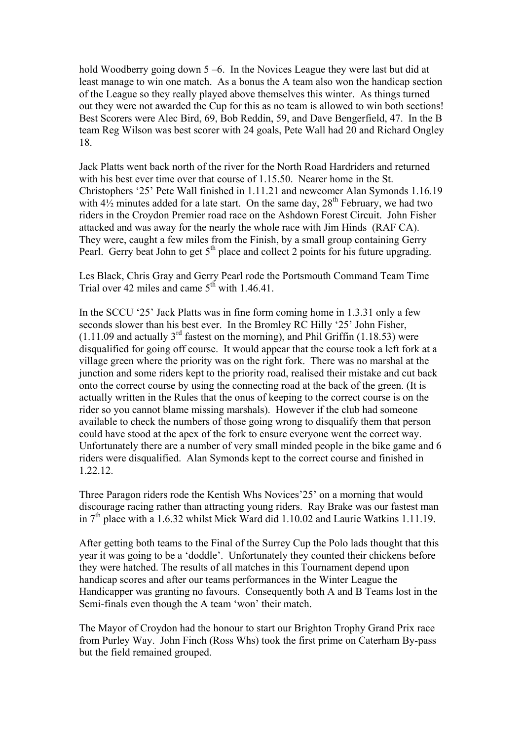hold Woodberry going down 5 –6. In the Novices League they were last but did at least manage to win one match. As a bonus the A team also won the handicap section of the League so they really played above themselves this winter. As things turned out they were not awarded the Cup for this as no team is allowed to win both sections! Best Scorers were Alec Bird, 69, Bob Reddin, 59, and Dave Bengerfield, 47. In the B team Reg Wilson was best scorer with 24 goals, Pete Wall had 20 and Richard Ongley 18.

Jack Platts went back north of the river for the North Road Hardriders and returned with his best ever time over that course of 1.15.50. Nearer home in the St. Christophers '25' Pete Wall finished in 1.11.21 and newcomer Alan Symonds 1.16.19 with 4½ minutes added for a late start. On the same day, 28th February, we had two riders in the Croydon Premier road race on the Ashdown Forest Circuit. John Fisher attacked and was away for the nearly the whole race with Jim Hinds (RAF CA). They were, caught a few miles from the Finish, by a small group containing Gerry Pearl. Gerry beat John to get 5th place and collect 2 points for his future upgrading.

Les Black, Chris Gray and Gerry Pearl rode the Portsmouth Command Team Time Trial over 42 miles and came 5th with 1.46.41.

In the SCCU '25' Jack Platts was in fine form coming home in 1.3.31 only a few seconds slower than his best ever. In the Bromley RC Hilly '25' John Fisher, (1.11.09 and actually 3rd fastest on the morning), and Phil Griffin (1.18.53) were disqualified for going off course. It would appear that the course took a left fork at a village green where the priority was on the right fork. There was no marshal at the junction and some riders kept to the priority road, realised their mistake and cut back onto the correct course by using the connecting road at the back of the green. (It is actually written in the Rules that the onus of keeping to the correct course is on the rider so you cannot blame missing marshals). However if the club had someone available to check the numbers of those going wrong to disqualify them that person could have stood at the apex of the fork to ensure everyone went the correct way. Unfortunately there are a number of very small minded people in the bike game and 6 riders were disqualified. Alan Symonds kept to the correct course and finished in 1.22.12.

Three Paragon riders rode the Kentish Whs Novices'25' on a morning that would discourage racing rather than attracting young riders. Ray Brake was our fastest man in 7th place with a 1.6.32 whilst Mick Ward did 1.10.02 and Laurie Watkins 1.11.19.

After getting both teams to the Final of the Surrey Cup the Polo lads thought that this year it was going to be a 'doddle'. Unfortunately they counted their chickens before they were hatched. The results of all matches in this Tournament depend upon handicap scores and after our teams performances in the Winter League the Handicapper was granting no favours. Consequently both A and B Teams lost in the Semi-finals even though the A team 'won' their match.

The Mayor of Croydon had the honour to start our Brighton Trophy Grand Prix race from Purley Way. John Finch (Ross Whs) took the first prime on Caterham By-pass but the field remained grouped.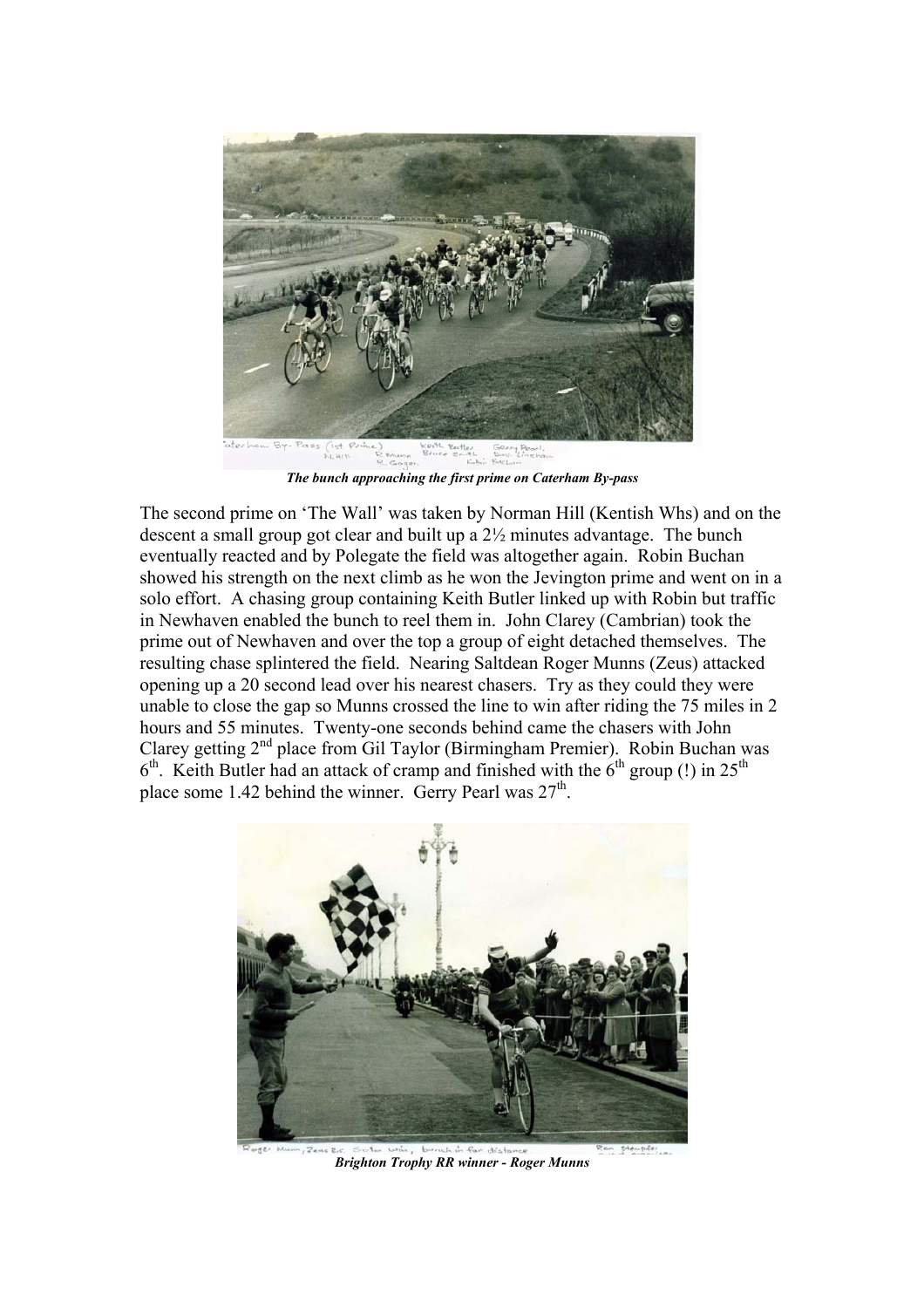*The bunch approaching the first prime on Caterham By-pass*

The second prime on 'The Wall' was taken by Norman Hill (Kentish Whs) and on the descent a small group got clear and built up a 2½ minutes advantage. The bunch eventually reacted and by Polegate the field was altogether again. Robin Buchan showed his strength on the next climb as he won the Jevington prime and went on in a solo effort. A chasing group containing Keith Butler linked up with Robin but traffic in Newhaven enabled the bunch to reel them in. John Clarey (Cambrian) took the prime out of Newhaven and over the top a group of eight detached themselves. The resulting chase splintered the field. Nearing Saltdean Roger Munns (Zeus) attacked opening up a 20 second lead over his nearest chasers. Try as they could they were unable to close the gap so Munns crossed the line to win after riding the 75 miles in 2 hours and 55 minutes. Twenty-one seconds behind came the chasers with John Clarey getting 2nd place from Gil Taylor (Birmingham Premier). Robin Buchan was 6th. Keith Butler had an attack of cramp and finished with the 6th group (!) in 25th place some 1.42 behind the winner. Gerry Pearl was 27th.

***Brighton Trophy RR winner - Roger Munns***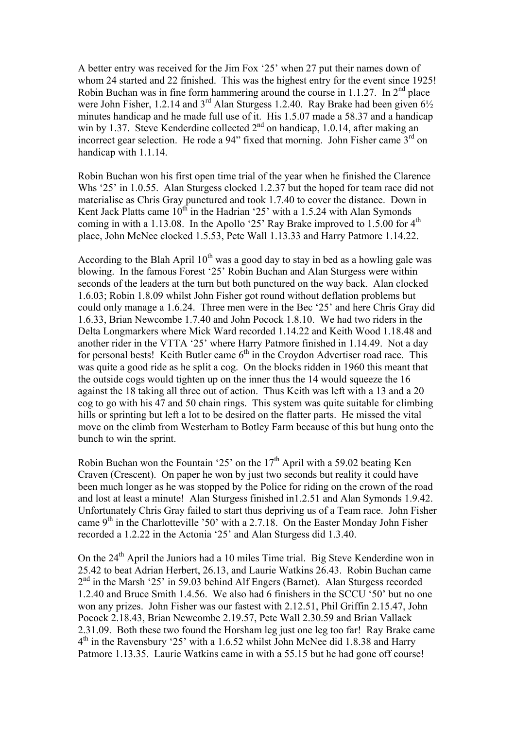A better entry was received for the Jim Fox '25' when 27 put their names down of whom 24 started and 22 finished. This was the highest entry for the event since 1925! Robin Buchan was in fine form hammering around the course in 1.1.27. In 2nd place were John Fisher, 1.2.14 and 3rd Alan Sturgess 1.2.40. Ray Brake had been given 6½ minutes handicap and he made full use of it. His 1.5.07 made a 58.37 and a handicap win by 1.37. Steve Kenderdine collected 2nd on handicap, 1.0.14, after making an incorrect gear selection. He rode a 94" fixed that morning. John Fisher came 3rd on handicap with 1.1.14.

Robin Buchan won his first open time trial of the year when he finished the Clarence Whs '25' in 1.0.55. Alan Sturgess clocked 1.2.37 but the hoped for team race did not materialise as Chris Gray punctured and took 1.7.40 to cover the distance. Down in Kent Jack Platts came 10th in the Hadrian '25' with a 1.5.24 with Alan Symonds coming in with a 1.13.08. In the Apollo '25' Ray Brake improved to 1.5.00 for 4th place, John McNee clocked 1.5.53, Pete Wall 1.13.33 and Harry Patmore 1.14.22.

According to the Blah April 10th was a good day to stay in bed as a howling gale was blowing. In the famous Forest '25' Robin Buchan and Alan Sturgess were within seconds of the leaders at the turn but both punctured on the way back. Alan clocked 1.6.03; Robin 1.8.09 whilst John Fisher got round without deflation problems but could only manage a 1.6.24. Three men were in the Bec '25' and here Chris Gray did 1.6.33, Brian Newcombe 1.7.40 and John Pocock 1.8.10. We had two riders in the Delta Longmarkers where Mick Ward recorded 1.14.22 and Keith Wood 1.18.48 and another rider in the VTTA '25' where Harry Patmore finished in 1.14.49. Not a day for personal bests! Keith Butler came 6th in the Croydon Advertiser road race. This was quite a good ride as he split a cog. On the blocks ridden in 1960 this meant that the outside cogs would tighten up on the inner thus the 14 would squeeze the 16 against the 18 taking all three out of action. Thus Keith was left with a 13 and a 20 cog to go with his 47 and 50 chain rings. This system was quite suitable for climbing hills or sprinting but left a lot to be desired on the flatter parts. He missed the vital move on the climb from Westerham to Botley Farm because of this but hung onto the bunch to win the sprint.

Robin Buchan won the Fountain '25' on the 17th April with a 59.02 beating Ken Craven (Crescent). On paper he won by just two seconds but reality it could have been much longer as he was stopped by the Police for riding on the crown of the road and lost at least a minute! Alan Sturgess finished in1.2.51 and Alan Symonds 1.9.42. Unfortunately Chris Gray failed to start thus depriving us of a Team race. John Fisher came 9th in the Charlotteville '50' with a 2.7.18. On the Easter Monday John Fisher recorded a 1.2.22 in the Actonia '25' and Alan Sturgess did 1.3.40.

On the 24th April the Juniors had a 10 miles Time trial. Big Steve Kenderdine won in 25.42 to beat Adrian Herbert, 26.13, and Laurie Watkins 26.43. Robin Buchan came 2nd in the Marsh '25' in 59.03 behind Alf Engers (Barnet). Alan Sturgess recorded 1.2.40 and Bruce Smith 1.4.56. We also had 6 finishers in the SCCU '50' but no one won any prizes. John Fisher was our fastest with 2.12.51, Phil Griffin 2.15.47, John Pocock 2.18.43, Brian Newcombe 2.19.57, Pete Wall 2.30.59 and Brian Vallack 2.31.09. Both these two found the Horsham leg just one leg too far! Ray Brake came 4th in the Ravensbury '25' with a 1.6.52 whilst John McNee did 1.8.38 and Harry Patmore 1.13.35. Laurie Watkins came in with a 55.15 but he had gone off course!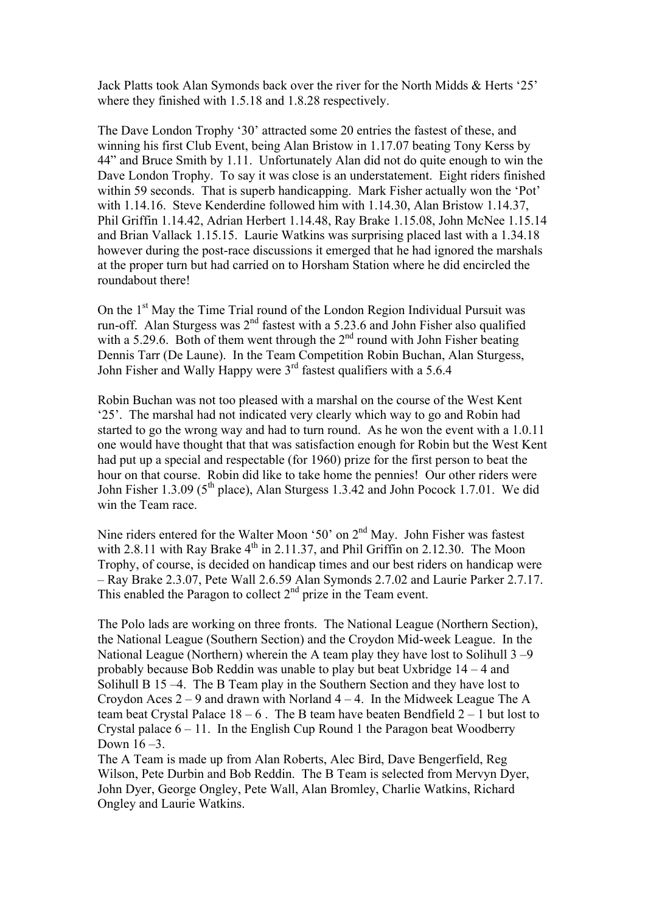Jack Platts took Alan Symonds back over the river for the North Midds & Herts '25' where they finished with 1.5.18 and 1.8.28 respectively.

The Dave London Trophy '30' attracted some 20 entries the fastest of these, and winning his first Club Event, being Alan Bristow in 1.17.07 beating Tony Kerss by 44" and Bruce Smith by 1.11. Unfortunately Alan did not do quite enough to win the Dave London Trophy. To say it was close is an understatement. Eight riders finished within 59 seconds. That is superb handicapping. Mark Fisher actually won the 'Pot' with 1.14.16. Steve Kenderdine followed him with 1.14.30, Alan Bristow 1.14.37, Phil Griffin 1.14.42, Adrian Herbert 1.14.48, Ray Brake 1.15.08, John McNee 1.15.14 and Brian Vallack 1.15.15. Laurie Watkins was surprising placed last with a 1.34.18 however during the post-race discussions it emerged that he had ignored the marshals at the proper turn but had carried on to Horsham Station where he did encircled the roundabout there!

On the 1st May the Time Trial round of the London Region Individual Pursuit was run-off. Alan Sturgess was 2nd fastest with a 5.23.6 and John Fisher also qualified with a 5.29.6. Both of them went through the 2nd round with John Fisher beating Dennis Tarr (De Laune). In the Team Competition Robin Buchan, Alan Sturgess, John Fisher and Wally Happy were 3rd fastest qualifiers with a 5.6.4

Robin Buchan was not too pleased with a marshal on the course of the West Kent '25'. The marshal had not indicated very clearly which way to go and Robin had started to go the wrong way and had to turn round. As he won the event with a 1.0.11 one would have thought that that was satisfaction enough for Robin but the West Kent had put up a special and respectable (for 1960) prize for the first person to beat the hour on that course. Robin did like to take home the pennies! Our other riders were John Fisher 1.3.09 (5th place), Alan Sturgess 1.3.42 and John Pocock 1.7.01. We did win the Team race.

Nine riders entered for the Walter Moon '50' on 2nd May. John Fisher was fastest with 2.8.11 with Ray Brake 4th in 2.11.37, and Phil Griffin on 2.12.30. The Moon Trophy, of course, is decided on handicap times and our best riders on handicap were – Ray Brake 2.3.07, Pete Wall 2.6.59 Alan Symonds 2.7.02 and Laurie Parker 2.7.17. This enabled the Paragon to collect 2nd prize in the Team event.

The Polo lads are working on three fronts. The National League (Northern Section), the National League (Southern Section) and the Croydon Mid-week League. In the National League (Northern) wherein the A team play they have lost to Solihull 3 –9 probably because Bob Reddin was unable to play but beat Uxbridge 14 – 4 and Solihull B 15 –4. The B Team play in the Southern Section and they have lost to Croydon Aces 2 – 9 and drawn with Norland 4 – 4. In the Midweek League The A team beat Crystal Palace 18 – 6 . The B team have beaten Bendfield 2 – 1 but lost to Crystal palace 6 – 11. In the English Cup Round 1 the Paragon beat Woodberry Down 16 –3.
The A Team is made up from Alan Roberts, Alec Bird, Dave Bengerfield, Reg Wilson, Pete Durbin and Bob Reddin. The B Team is selected from Mervyn Dyer, John Dyer, George Ongley, Pete Wall, Alan Bromley, Charlie Watkins, Richard Ongley and Laurie Watkins.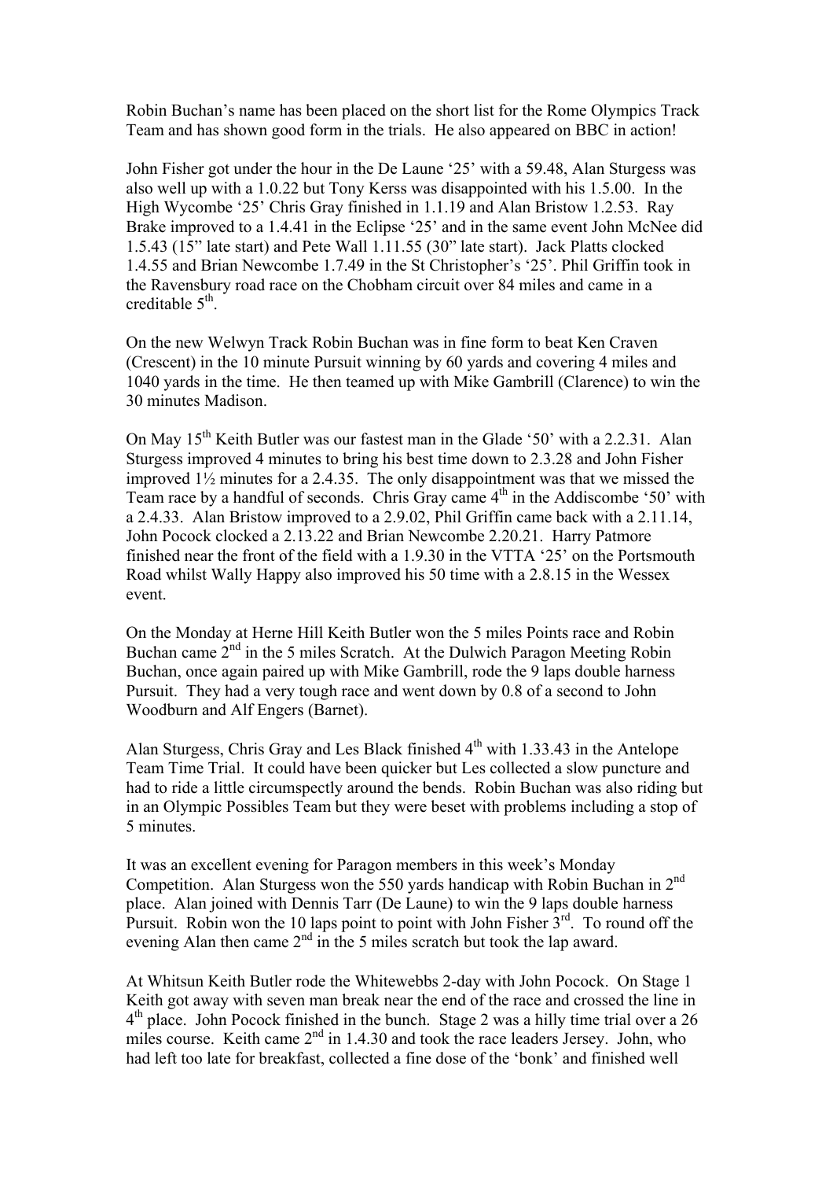Robin Buchan's name has been placed on the short list for the Rome Olympics Track Team and has shown good form in the trials. He also appeared on BBC in action!

John Fisher got under the hour in the De Laune '25' with a 59.48, Alan Sturgess was also well up with a 1.0.22 but Tony Kerss was disappointed with his 1.5.00. In the High Wycombe '25' Chris Gray finished in 1.1.19 and Alan Bristow 1.2.53. Ray Brake improved to a 1.4.41 in the Eclipse '25' and in the same event John McNee did 1.5.43 (15" late start) and Pete Wall 1.11.55 (30" late start). Jack Platts clocked 1.4.55 and Brian Newcombe 1.7.49 in the St Christopher's '25'. Phil Griffin took in the Ravensbury road race on the Chobham circuit over 84 miles and came in a creditable 5th.

On the new Welwyn Track Robin Buchan was in fine form to beat Ken Craven (Crescent) in the 10 minute Pursuit winning by 60 yards and covering 4 miles and 1040 yards in the time. He then teamed up with Mike Gambrill (Clarence) to win the 30 minutes Madison.

On May 15th Keith Butler was our fastest man in the Glade '50' with a 2.2.31. Alan Sturgess improved 4 minutes to bring his best time down to 2.3.28 and John Fisher improved 1½ minutes for a 2.4.35. The only disappointment was that we missed the Team race by a handful of seconds. Chris Gray came 4th in the Addiscombe '50' with a 2.4.33. Alan Bristow improved to a 2.9.02, Phil Griffin came back with a 2.11.14, John Pocock clocked a 2.13.22 and Brian Newcombe 2.20.21. Harry Patmore finished near the front of the field with a 1.9.30 in the VTTA '25' on the Portsmouth Road whilst Wally Happy also improved his 50 time with a 2.8.15 in the Wessex event.

On the Monday at Herne Hill Keith Butler won the 5 miles Points race and Robin Buchan came 2nd in the 5 miles Scratch. At the Dulwich Paragon Meeting Robin Buchan, once again paired up with Mike Gambrill, rode the 9 laps double harness Pursuit. They had a very tough race and went down by 0.8 of a second to John Woodburn and Alf Engers (Barnet).

Alan Sturgess, Chris Gray and Les Black finished 4th with 1.33.43 in the Antelope Team Time Trial. It could have been quicker but Les collected a slow puncture and had to ride a little circumspectly around the bends. Robin Buchan was also riding but in an Olympic Possibles Team but they were beset with problems including a stop of 5 minutes.

It was an excellent evening for Paragon members in this week's Monday Competition. Alan Sturgess won the 550 yards handicap with Robin Buchan in 2nd place. Alan joined with Dennis Tarr (De Laune) to win the 9 laps double harness Pursuit. Robin won the 10 laps point to point with John Fisher 3rd. To round off the evening Alan then came 2nd in the 5 miles scratch but took the lap award.

At Whitsun Keith Butler rode the Whitewebbs 2-day with John Pocock. On Stage 1 Keith got away with seven man break near the end of the race and crossed the line in 4th place. John Pocock finished in the bunch. Stage 2 was a hilly time trial over a 26 miles course. Keith came 2nd in 1.4.30 and took the race leaders Jersey. John, who had left too late for breakfast, collected a fine dose of the 'bonk' and finished well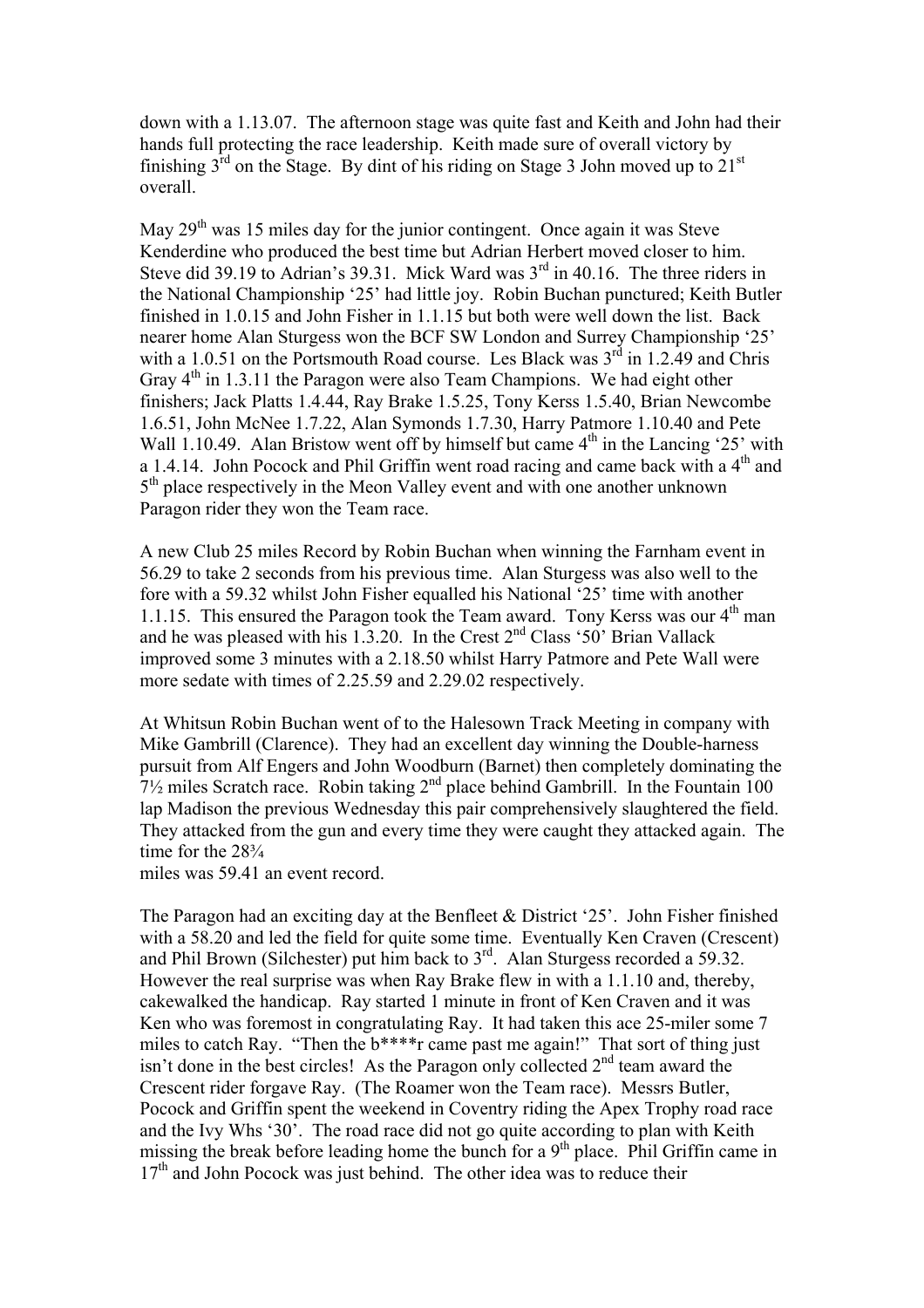down with a 1.13.07. The afternoon stage was quite fast and Keith and John had their hands full protecting the race leadership. Keith made sure of overall victory by finishing 3rd on the Stage. By dint of his riding on Stage 3 John moved up to 21st overall.

May 29th was 15 miles day for the junior contingent. Once again it was Steve Kenderdine who produced the best time but Adrian Herbert moved closer to him. Steve did 39.19 to Adrian's 39.31. Mick Ward was 3rd in 40.16. The three riders in the National Championship '25' had little joy. Robin Buchan punctured; Keith Butler finished in 1.0.15 and John Fisher in 1.1.15 but both were well down the list. Back nearer home Alan Sturgess won the BCF SW London and Surrey Championship '25' with a 1.0.51 on the Portsmouth Road course. Les Black was 3rd in 1.2.49 and Chris Gray 4th in 1.3.11 the Paragon were also Team Champions. We had eight other finishers; Jack Platts 1.4.44, Ray Brake 1.5.25, Tony Kerss 1.5.40, Brian Newcombe 1.6.51, John McNee 1.7.22, Alan Symonds 1.7.30, Harry Patmore 1.10.40 and Pete Wall 1.10.49. Alan Bristow went off by himself but came 4th in the Lancing '25' with a 1.4.14. John Pocock and Phil Griffin went road racing and came back with a 4th and 5th place respectively in the Meon Valley event and with one another unknown Paragon rider they won the Team race.

A new Club 25 miles Record by Robin Buchan when winning the Farnham event in 56.29 to take 2 seconds from his previous time. Alan Sturgess was also well to the fore with a 59.32 whilst John Fisher equalled his National '25' time with another 1.1.15. This ensured the Paragon took the Team award. Tony Kerss was our 4th man and he was pleased with his 1.3.20. In the Crest 2nd Class '50' Brian Vallack improved some 3 minutes with a 2.18.50 whilst Harry Patmore and Pete Wall were more sedate with times of 2.25.59 and 2.29.02 respectively.

At Whitsun Robin Buchan went of to the Halesown Track Meeting in company with Mike Gambrill (Clarence). They had an excellent day winning the Double-harness pursuit from Alf Engers and John Woodburn (Barnet) then completely dominating the 7½ miles Scratch race. Robin taking 2nd place behind Gambrill. In the Fountain 100 lap Madison the previous Wednesday this pair comprehensively slaughtered the field. They attacked from the gun and every time they were caught they attacked again. The time for the 28¾
miles was 59.41 an event record.

The Paragon had an exciting day at the Benfleet & District '25'. John Fisher finished with a 58.20 and led the field for quite some time. Eventually Ken Craven (Crescent) and Phil Brown (Silchester) put him back to 3rd. Alan Sturgess recorded a 59.32. However the real surprise was when Ray Brake flew in with a 1.1.10 and, thereby, cakewalked the handicap. Ray started 1 minute in front of Ken Craven and it was Ken who was foremost in congratulating Ray. It had taken this ace 25-miler some 7 miles to catch Ray. "Then the b****r came past me again!" That sort of thing just isn't done in the best circles! As the Paragon only collected 2nd team award the Crescent rider forgave Ray. (The Roamer won the Team race). Messrs Butler, Pocock and Griffin spent the weekend in Coventry riding the Apex Trophy road race and the Ivy Whs '30'. The road race did not go quite according to plan with Keith missing the break before leading home the bunch for a 9th place. Phil Griffin came in 17th and John Pocock was just behind. The other idea was to reduce their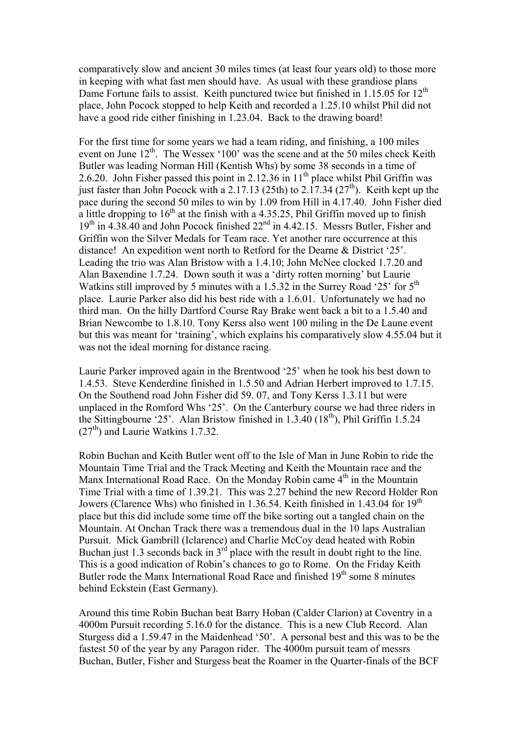comparatively slow and ancient 30 miles times (at least four years old) to those more in keeping with what fast men should have. As usual with these grandiose plans Dame Fortune fails to assist. Keith punctured twice but finished in 1.15.05 for 12th place, John Pocock stopped to help Keith and recorded a 1.25.10 whilst Phil did not have a good ride either finishing in 1.23.04. Back to the drawing board!

For the first time for some years we had a team riding, and finishing, a 100 miles event on June 12th. The Wessex '100' was the scene and at the 50 miles check Keith Butler was leading Norman Hill (Kentish Whs) by some 38 seconds in a time of 2.6.20. John Fisher passed this point in 2.12.36 in 11th place whilst Phil Griffin was just faster than John Pocock with a 2.17.13 (25th) to 2.17.34 (27th). Keith kept up the pace during the second 50 miles to win by 1.09 from Hill in 4.17.40. John Fisher died a little dropping to 16th at the finish with a 4.35.25, Phil Griffin moved up to finish 19th in 4.38.40 and John Pocock finished 22nd in 4.42.15. Messrs Butler, Fisher and Griffin won the Silver Medals for Team race. Yet another rare occurrence at this distance! An expedition went north to Retford for the Dearne & District '25'. Leading the trio was Alan Bristow with a 1.4.10; John McNee clocked 1.7.20 and Alan Baxendine 1.7.24. Down south it was a 'dirty rotten morning' but Laurie Watkins still improved by 5 minutes with a 1.5.32 in the Surrey Road '25' for 5th place. Laurie Parker also did his best ride with a 1.6.01. Unfortunately we had no third man. On the hilly Dartford Course Ray Brake went back a bit to a 1.5.40 and Brian Newcombe to 1.8.10. Tony Kerss also went 100 miling in the De Laune event but this was meant for 'training', which explains his comparatively slow 4.55.04 but it was not the ideal morning for distance racing.

Laurie Parker improved again in the Brentwood '25' when he took his best down to 1.4.53. Steve Kenderdine finished in 1.5.50 and Adrian Herbert improved to 1.7.15. On the Southend road John Fisher did 59. 07, and Tony Kerss 1.3.11 but were unplaced in the Romford Whs '25'. On the Canterbury course we had three riders in the Sittingbourne '25'. Alan Bristow finished in 1.3.40 (18th), Phil Griffin 1.5.24 (27th) and Laurie Watkins 1.7.32.

Robin Buchan and Keith Butler went off to the Isle of Man in June Robin to ride the Mountain Time Trial and the Track Meeting and Keith the Mountain race and the Manx International Road Race. On the Monday Robin came 4th in the Mountain Time Trial with a time of 1.39.21. This was 2.27 behind the new Record Holder Ron Jowers (Clarence Whs) who finished in 1.36.54. Keith finished in 1.43.04 for 19th place but this did include some time off the bike sorting out a tangled chain on the Mountain. At Onchan Track there was a tremendous dual in the 10 laps Australian Pursuit. Mick Gambrill (Iclarence) and Charlie McCoy dead heated with Robin Buchan just 1.3 seconds back in 3rd place with the result in doubt right to the line. This is a good indication of Robin's chances to go to Rome. On the Friday Keith Butler rode the Manx International Road Race and finished 19th some 8 minutes behind Eckstein (East Germany).

Around this time Robin Buchan beat Barry Hoban (Calder Clarion) at Coventry in a 4000m Pursuit recording 5.16.0 for the distance. This is a new Club Record. Alan Sturgess did a 1.59.47 in the Maidenhead '50'. A personal best and this was to be the fastest 50 of the year by any Paragon rider. The 4000m pursuit team of messrs Buchan, Butler, Fisher and Sturgess beat the Roamer in the Quarter-finals of the BCF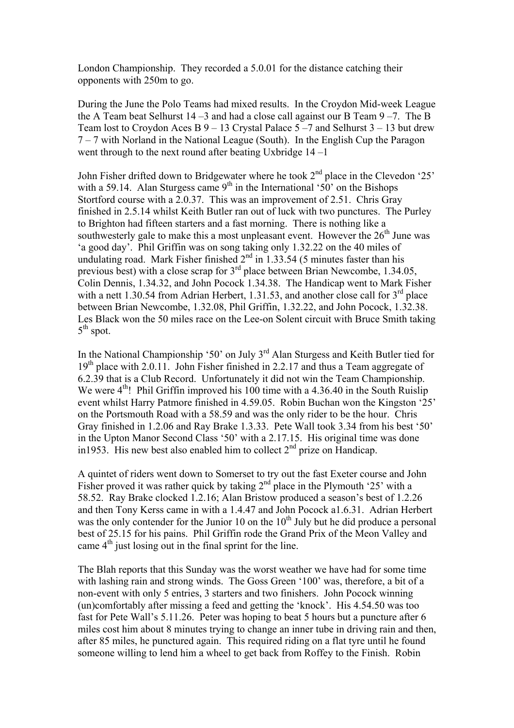London Championship. They recorded a 5.0.01 for the distance catching their opponents with 250m to go.

During the June the Polo Teams had mixed results. In the Croydon Mid-week League the A Team beat Selhurst 14 –3 and had a close call against our B Team 9 –7. The B Team lost to Croydon Aces B 9 – 13 Crystal Palace 5 –7 and Selhurst 3 – 13 but drew 7 – 7 with Norland in the National League (South). In the English Cup the Paragon went through to the next round after beating Uxbridge 14 –1

John Fisher drifted down to Bridgewater where he took 2nd place in the Clevedon '25' with a 59.14. Alan Sturgess came 9th in the International '50' on the Bishops Stortford course with a 2.0.37. This was an improvement of 2.51. Chris Gray finished in 2.5.14 whilst Keith Butler ran out of luck with two punctures. The Purley to Brighton had fifteen starters and a fast morning. There is nothing like a southwesterly gale to make this a most unpleasant event. However the 26th June was 'a good day'. Phil Griffin was on song taking only 1.32.22 on the 40 miles of undulating road. Mark Fisher finished 2nd in 1.33.54 (5 minutes faster than his previous best) with a close scrap for 3rd place between Brian Newcombe, 1.34.05, Colin Dennis, 1.34.32, and John Pocock 1.34.38. The Handicap went to Mark Fisher with a nett 1.30.54 from Adrian Herbert, 1.31.53, and another close call for 3rd place between Brian Newcombe, 1.32.08, Phil Griffin, 1.32.22, and John Pocock, 1.32.38. Les Black won the 50 miles race on the Lee-on Solent circuit with Bruce Smith taking 5th spot.

In the National Championship '50' on July 3rd Alan Sturgess and Keith Butler tied for 19th place with 2.0.11. John Fisher finished in 2.2.17 and thus a Team aggregate of 6.2.39 that is a Club Record. Unfortunately it did not win the Team Championship. We were 4th! Phil Griffin improved his 100 time with a 4.36.40 in the South Ruislip event whilst Harry Patmore finished in 4.59.05. Robin Buchan won the Kingston '25' on the Portsmouth Road with a 58.59 and was the only rider to be the hour. Chris Gray finished in 1.2.06 and Ray Brake 1.3.33. Pete Wall took 3.34 from his best '50' in the Upton Manor Second Class '50' with a 2.17.15. His original time was done in1953. His new best also enabled him to collect 2nd prize on Handicap.

A quintet of riders went down to Somerset to try out the fast Exeter course and John Fisher proved it was rather quick by taking 2nd place in the Plymouth '25' with a 58.52. Ray Brake clocked 1.2.16; Alan Bristow produced a season's best of 1.2.26 and then Tony Kerss came in with a 1.4.47 and John Pocock a1.6.31. Adrian Herbert was the only contender for the Junior 10 on the 10th July but he did produce a personal best of 25.15 for his pains. Phil Griffin rode the Grand Prix of the Meon Valley and came 4th just losing out in the final sprint for the line.

The Blah reports that this Sunday was the worst weather we have had for some time with lashing rain and strong winds. The Goss Green '100' was, therefore, a bit of a non-event with only 5 entries, 3 starters and two finishers. John Pocock winning (un)comfortably after missing a feed and getting the 'knock'. His 4.54.50 was too fast for Pete Wall's 5.11.26. Peter was hoping to beat 5 hours but a puncture after 6 miles cost him about 8 minutes trying to change an inner tube in driving rain and then, after 85 miles, he punctured again. This required riding on a flat tyre until he found someone willing to lend him a wheel to get back from Roffey to the Finish. Robin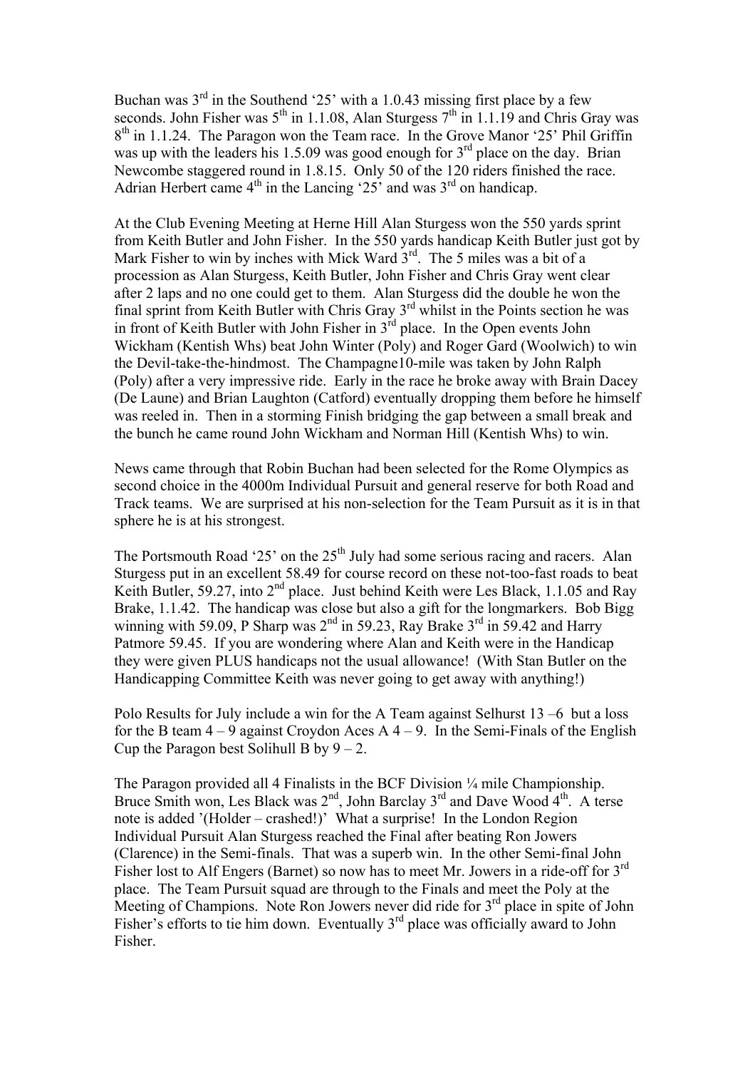Buchan was 3rd in the Southend '25' with a 1.0.43 missing first place by a few seconds. John Fisher was 5th in 1.1.08, Alan Sturgess 7th in 1.1.19 and Chris Gray was 8th in 1.1.24. The Paragon won the Team race. In the Grove Manor '25' Phil Griffin was up with the leaders his 1.5.09 was good enough for 3rd place on the day. Brian Newcombe staggered round in 1.8.15. Only 50 of the 120 riders finished the race. Adrian Herbert came 4th in the Lancing '25' and was 3rd on handicap.

At the Club Evening Meeting at Herne Hill Alan Sturgess won the 550 yards sprint from Keith Butler and John Fisher. In the 550 yards handicap Keith Butler just got by Mark Fisher to win by inches with Mick Ward 3rd. The 5 miles was a bit of a procession as Alan Sturgess, Keith Butler, John Fisher and Chris Gray went clear after 2 laps and no one could get to them. Alan Sturgess did the double he won the final sprint from Keith Butler with Chris Gray 3rd whilst in the Points section he was in front of Keith Butler with John Fisher in 3rd place. In the Open events John Wickham (Kentish Whs) beat John Winter (Poly) and Roger Gard (Woolwich) to win the Devil-take-the-hindmost. The Champagne10-mile was taken by John Ralph (Poly) after a very impressive ride. Early in the race he broke away with Brain Dacey (De Laune) and Brian Laughton (Catford) eventually dropping them before he himself was reeled in. Then in a storming Finish bridging the gap between a small break and the bunch he came round John Wickham and Norman Hill (Kentish Whs) to win.

News came through that Robin Buchan had been selected for the Rome Olympics as second choice in the 4000m Individual Pursuit and general reserve for both Road and Track teams. We are surprised at his non-selection for the Team Pursuit as it is in that sphere he is at his strongest.

The Portsmouth Road '25' on the 25th July had some serious racing and racers. Alan Sturgess put in an excellent 58.49 for course record on these not-too-fast roads to beat Keith Butler, 59.27, into 2nd place. Just behind Keith were Les Black, 1.1.05 and Ray Brake, 1.1.42. The handicap was close but also a gift for the longmarkers. Bob Bigg winning with 59.09, P Sharp was 2nd in 59.23, Ray Brake 3rd in 59.42 and Harry Patmore 59.45. If you are wondering where Alan and Keith were in the Handicap they were given PLUS handicaps not the usual allowance! (With Stan Butler on the Handicapping Committee Keith was never going to get away with anything!)

Polo Results for July include a win for the A Team against Selhurst 13 –6 but a loss for the B team 4 – 9 against Croydon Aces A 4 – 9. In the Semi-Finals of the English Cup the Paragon best Solihull B by 9 – 2.

The Paragon provided all 4 Finalists in the BCF Division ¼ mile Championship. Bruce Smith won, Les Black was 2nd, John Barclay 3rd and Dave Wood 4th. A terse note is added '(Holder – crashed!)' What a surprise! In the London Region Individual Pursuit Alan Sturgess reached the Final after beating Ron Jowers (Clarence) in the Semi-finals. That was a superb win. In the other Semi-final John Fisher lost to Alf Engers (Barnet) so now has to meet Mr. Jowers in a ride-off for 3rd place. The Team Pursuit squad are through to the Finals and meet the Poly at the Meeting of Champions. Note Ron Jowers never did ride for 3rd place in spite of John Fisher's efforts to tie him down. Eventually 3rd place was officially award to John Fisher.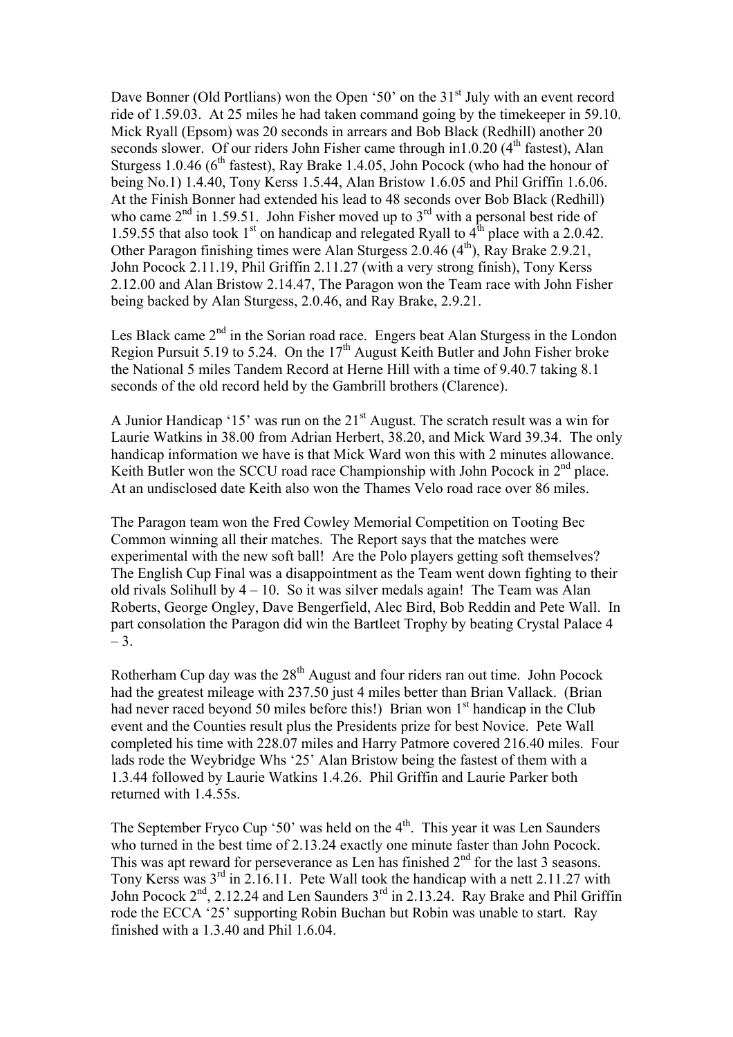Dave Bonner (Old Portlians) won the Open '50' on the 31st July with an event record ride of 1.59.03. At 25 miles he had taken command going by the timekeeper in 59.10. Mick Ryall (Epsom) was 20 seconds in arrears and Bob Black (Redhill) another 20 seconds slower. Of our riders John Fisher came through in1.0.20 (4th fastest), Alan Sturgess 1.0.46 (6th fastest), Ray Brake 1.4.05, John Pocock (who had the honour of being No.1) 1.4.40, Tony Kerss 1.5.44, Alan Bristow 1.6.05 and Phil Griffin 1.6.06. At the Finish Bonner had extended his lead to 48 seconds over Bob Black (Redhill) who came 2nd in 1.59.51. John Fisher moved up to 3rd with a personal best ride of 1.59.55 that also took 1st on handicap and relegated Ryall to 4th place with a 2.0.42. Other Paragon finishing times were Alan Sturgess 2.0.46 (4th), Ray Brake 2.9.21, John Pocock 2.11.19, Phil Griffin 2.11.27 (with a very strong finish), Tony Kerss 2.12.00 and Alan Bristow 2.14.47, The Paragon won the Team race with John Fisher being backed by Alan Sturgess, 2.0.46, and Ray Brake, 2.9.21.

Les Black came 2nd in the Sorian road race. Engers beat Alan Sturgess in the London Region Pursuit 5.19 to 5.24. On the 17th August Keith Butler and John Fisher broke the National 5 miles Tandem Record at Herne Hill with a time of 9.40.7 taking 8.1 seconds of the old record held by the Gambrill brothers (Clarence).

A Junior Handicap '15' was run on the 21st August. The scratch result was a win for Laurie Watkins in 38.00 from Adrian Herbert, 38.20, and Mick Ward 39.34. The only handicap information we have is that Mick Ward won this with 2 minutes allowance. Keith Butler won the SCCU road race Championship with John Pocock in 2nd place. At an undisclosed date Keith also won the Thames Velo road race over 86 miles.

The Paragon team won the Fred Cowley Memorial Competition on Tooting Bec Common winning all their matches. The Report says that the matches were experimental with the new soft ball! Are the Polo players getting soft themselves? The English Cup Final was a disappointment as the Team went down fighting to their old rivals Solihull by 4 – 10. So it was silver medals again! The Team was Alan Roberts, George Ongley, Dave Bengerfield, Alec Bird, Bob Reddin and Pete Wall. In part consolation the Paragon did win the Bartleet Trophy by beating Crystal Palace 4 – 3.

Rotherham Cup day was the 28th August and four riders ran out time. John Pocock had the greatest mileage with 237.50 just 4 miles better than Brian Vallack. (Brian had never raced beyond 50 miles before this!) Brian won 1st handicap in the Club event and the Counties result plus the Presidents prize for best Novice. Pete Wall completed his time with 228.07 miles and Harry Patmore covered 216.40 miles. Four lads rode the Weybridge Whs '25' Alan Bristow being the fastest of them with a 1.3.44 followed by Laurie Watkins 1.4.26. Phil Griffin and Laurie Parker both returned with 1.4.55s.

The September Fryco Cup '50' was held on the 4th. This year it was Len Saunders who turned in the best time of 2.13.24 exactly one minute faster than John Pocock. This was apt reward for perseverance as Len has finished 2nd for the last 3 seasons. Tony Kerss was 3rd in 2.16.11. Pete Wall took the handicap with a nett 2.11.27 with John Pocock 2nd, 2.12.24 and Len Saunders 3rd in 2.13.24. Ray Brake and Phil Griffin rode the ECCA '25' supporting Robin Buchan but Robin was unable to start. Ray finished with a 1.3.40 and Phil 1.6.04.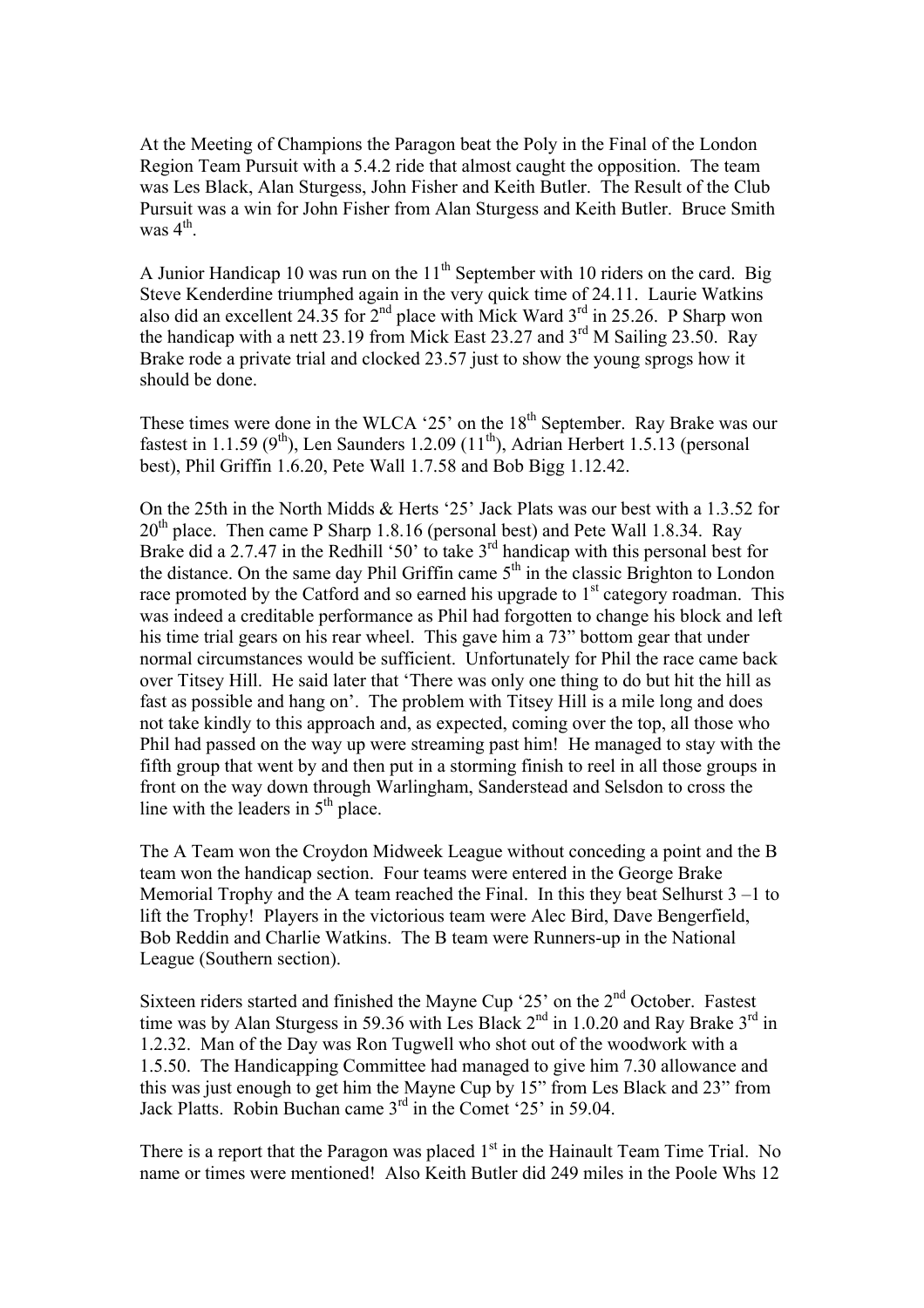At the Meeting of Champions the Paragon beat the Poly in the Final of the London Region Team Pursuit with a 5.4.2 ride that almost caught the opposition. The team was Les Black, Alan Sturgess, John Fisher and Keith Butler. The Result of the Club Pursuit was a win for John Fisher from Alan Sturgess and Keith Butler. Bruce Smith was 4th.

A Junior Handicap 10 was run on the 11th September with 10 riders on the card. Big Steve Kenderdine triumphed again in the very quick time of 24.11. Laurie Watkins also did an excellent 24.35 for 2nd place with Mick Ward 3rd in 25.26. P Sharp won the handicap with a nett 23.19 from Mick East 23.27 and 3rd M Sailing 23.50. Ray Brake rode a private trial and clocked 23.57 just to show the young sprogs how it should be done.

These times were done in the WLCA '25' on the 18th September. Ray Brake was our fastest in 1.1.59 (9th), Len Saunders 1.2.09 (11th), Adrian Herbert 1.5.13 (personal best), Phil Griffin 1.6.20, Pete Wall 1.7.58 and Bob Bigg 1.12.42.

On the 25th in the North Midds & Herts '25' Jack Plats was our best with a 1.3.52 for 20th place. Then came P Sharp 1.8.16 (personal best) and Pete Wall 1.8.34. Ray Brake did a 2.7.47 in the Redhill '50' to take 3rd handicap with this personal best for the distance. On the same day Phil Griffin came 5th in the classic Brighton to London race promoted by the Catford and so earned his upgrade to 1st category roadman. This was indeed a creditable performance as Phil had forgotten to change his block and left his time trial gears on his rear wheel. This gave him a 73" bottom gear that under normal circumstances would be sufficient. Unfortunately for Phil the race came back over Titsey Hill. He said later that 'There was only one thing to do but hit the hill as fast as possible and hang on'. The problem with Titsey Hill is a mile long and does not take kindly to this approach and, as expected, coming over the top, all those who Phil had passed on the way up were streaming past him! He managed to stay with the fifth group that went by and then put in a storming finish to reel in all those groups in front on the way down through Warlingham, Sanderstead and Selsdon to cross the line with the leaders in 5th place.

The A Team won the Croydon Midweek League without conceding a point and the B team won the handicap section. Four teams were entered in the George Brake Memorial Trophy and the A team reached the Final. In this they beat Selhurst 3 –1 to lift the Trophy! Players in the victorious team were Alec Bird, Dave Bengerfield, Bob Reddin and Charlie Watkins. The B team were Runners-up in the National League (Southern section).

Sixteen riders started and finished the Mayne Cup '25' on the 2nd October. Fastest time was by Alan Sturgess in 59.36 with Les Black 2nd in 1.0.20 and Ray Brake 3rd in 1.2.32. Man of the Day was Ron Tugwell who shot out of the woodwork with a 1.5.50. The Handicapping Committee had managed to give him 7.30 allowance and this was just enough to get him the Mayne Cup by 15" from Les Black and 23" from Jack Platts. Robin Buchan came 3rd in the Comet '25' in 59.04.

There is a report that the Paragon was placed 1st in the Hainault Team Time Trial. No name or times were mentioned! Also Keith Butler did 249 miles in the Poole Whs 12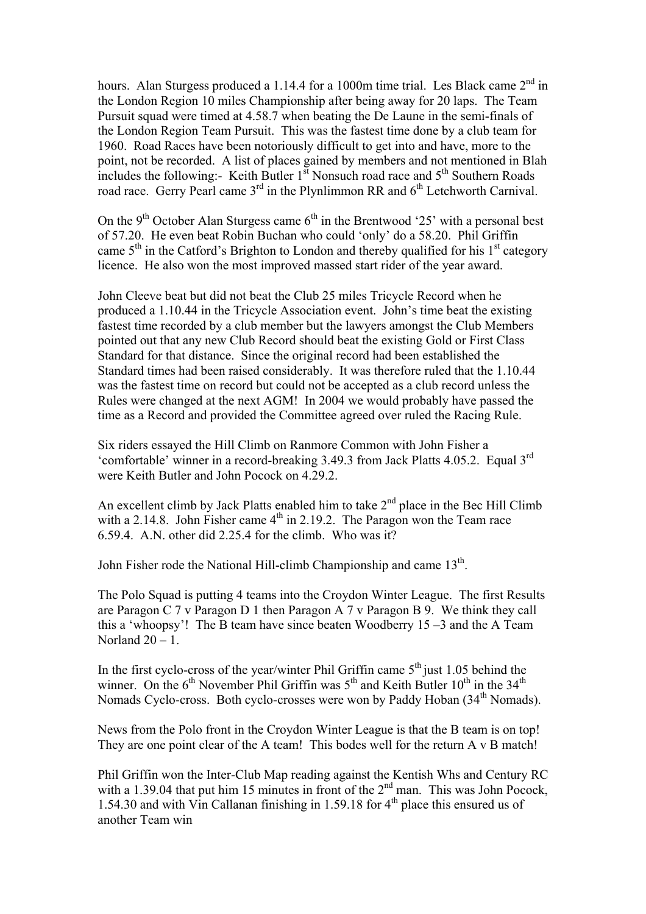hours. Alan Sturgess produced a 1.14.4 for a 1000m time trial. Les Black came 2nd in the London Region 10 miles Championship after being away for 20 laps. The Team Pursuit squad were timed at 4.58.7 when beating the De Laune in the semi-finals of the London Region Team Pursuit. This was the fastest time done by a club team for 1960. Road Races have been notoriously difficult to get into and have, more to the point, not be recorded. A list of places gained by members and not mentioned in Blah includes the following:- Keith Butler 1st Nonsuch road race and 5th Southern Roads road race. Gerry Pearl came 3rd in the Plynlimmon RR and 6th Letchworth Carnival.

On the 9th October Alan Sturgess came 6th in the Brentwood '25' with a personal best of 57.20. He even beat Robin Buchan who could 'only' do a 58.20. Phil Griffin came 5th in the Catford's Brighton to London and thereby qualified for his 1st category licence. He also won the most improved massed start rider of the year award.

John Cleeve beat but did not beat the Club 25 miles Tricycle Record when he produced a 1.10.44 in the Tricycle Association event. John's time beat the existing fastest time recorded by a club member but the lawyers amongst the Club Members pointed out that any new Club Record should beat the existing Gold or First Class Standard for that distance. Since the original record had been established the Standard times had been raised considerably. It was therefore ruled that the 1.10.44 was the fastest time on record but could not be accepted as a club record unless the Rules were changed at the next AGM! In 2004 we would probably have passed the time as a Record and provided the Committee agreed over ruled the Racing Rule.

Six riders essayed the Hill Climb on Ranmore Common with John Fisher a 'comfortable' winner in a record-breaking 3.49.3 from Jack Platts 4.05.2. Equal 3rd were Keith Butler and John Pocock on 4.29.2.

An excellent climb by Jack Platts enabled him to take 2nd place in the Bec Hill Climb with a 2.14.8. John Fisher came 4th in 2.19.2. The Paragon won the Team race 6.59.4. A.N. other did 2.25.4 for the climb. Who was it?

John Fisher rode the National Hill-climb Championship and came 13th.

The Polo Squad is putting 4 teams into the Croydon Winter League. The first Results are Paragon C 7 v Paragon D 1 then Paragon A 7 v Paragon B 9. We think they call this a 'whoopsy'! The B team have since beaten Woodberry 15 –3 and the A Team Norland 20 – 1.

In the first cyclo-cross of the year/winter Phil Griffin came 5th just 1.05 behind the winner. On the 6th November Phil Griffin was 5th and Keith Butler 10th in the 34th Nomads Cyclo-cross. Both cyclo-crosses were won by Paddy Hoban (34th Nomads).

News from the Polo front in the Croydon Winter League is that the B team is on top! They are one point clear of the A team! This bodes well for the return A v B match!

Phil Griffin won the Inter-Club Map reading against the Kentish Whs and Century RC with a 1.39.04 that put him 15 minutes in front of the 2nd man. This was John Pocock, 1.54.30 and with Vin Callanan finishing in 1.59.18 for 4th place this ensured us of another Team win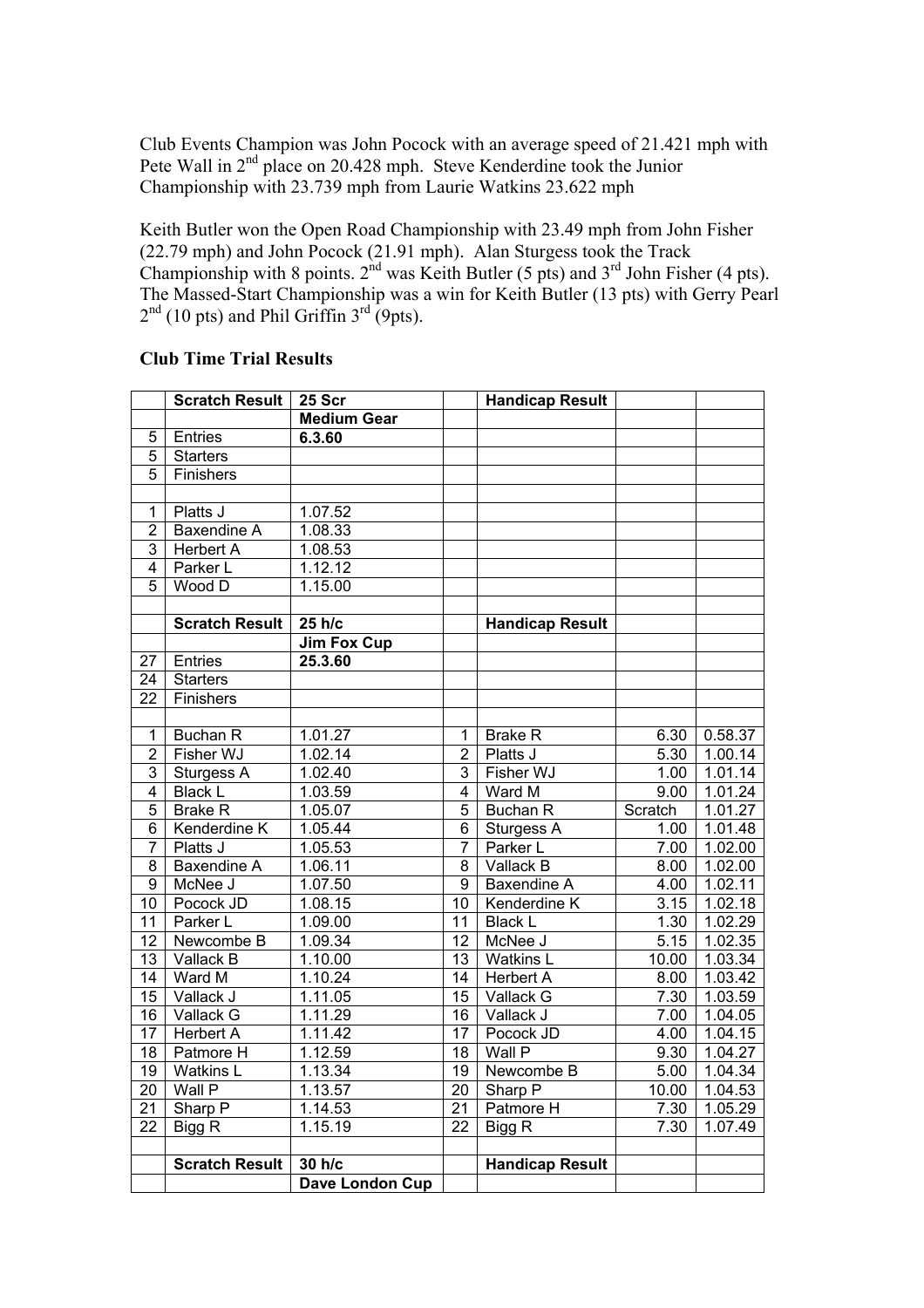Club Events Champion was John Pocock with an average speed of 21.421 mph with Pete Wall in 2nd place on 20.428 mph. Steve Kenderdine took the Junior Championship with 23.739 mph from Laurie Watkins 23.622 mph

Keith Butler won the Open Road Championship with 23.49 mph from John Fisher (22.79 mph) and John Pocock (21.91 mph). Alan Sturgess took the Track Championship with 8 points. 2nd was Keith Butler (5 pts) and 3rd John Fisher (4 pts). The Massed-Start Championship was a win for Keith Butler (13 pts) with Gerry Pearl 2nd (10 pts) and Phil Griffin 3rd (9pts).

### Club Time Trial Results

| | Scratch Result | 25 Scr | | Handicap Result | | |
|---|---|---|---|---|---|---|
| | | **Medium Gear** | | | | |
| 5 | Entries | **6.3.60** | | | | |
| 5 | Starters | | | | | |
| 5 | Finishers | | | | | |
| | | | | | | |
| 1 | Platts J | 1.07.52 | | | | |
| 2 | Baxendine A | 1.08.33 | | | | |
| 3 | Herbert A | 1.08.53 | | | | |
| 4 | Parker L | 1.12.12 | | | | |
| 5 | Wood D | 1.15.00 | | | | |
| | | | | | | |
| | **Scratch Result** | **25 h/c** | | **Handicap Result** | | |
| | | **Jim Fox Cup** | | | | |
| 27 | Entries | **25.3.60** | | | | |
| 24 | Starters | | | | | |
| 22 | Finishers | | | | | |
| | | | | | | |
| 1 | Buchan R | 1.01.27 | 1 | Brake R | 6.30 | 0.58.37 |
| 2 | Fisher WJ | 1.02.14 | 2 | Platts J | 5.30 | 1.00.14 |
| 3 | Sturgess A | 1.02.40 | 3 | Fisher WJ | 1.00 | 1.01.14 |
| 4 | Black L | 1.03.59 | 4 | Ward M | 9.00 | 1.01.24 |
| 5 | Brake R | 1.05.07 | 5 | Buchan R | Scratch | 1.01.27 |
| 6 | Kenderdine K | 1.05.44 | 6 | Sturgess A | 1.00 | 1.01.48 |
| 7 | Platts J | 1.05.53 | 7 | Parker L | 7.00 | 1.02.00 |
| 8 | Baxendine A | 1.06.11 | 8 | Vallack B | 8.00 | 1.02.00 |
| 9 | McNee J | 1.07.50 | 9 | Baxendine A | 4.00 | 1.02.11 |
| 10 | Pocock JD | 1.08.15 | 10 | Kenderdine K | 3.15 | 1.02.18 |
| 11 | Parker L | 1.09.00 | 11 | Black L | 1.30 | 1.02.29 |
| 12 | Newcombe B | 1.09.34 | 12 | McNee J | 5.15 | 1.02.35 |
| 13 | Vallack B | 1.10.00 | 13 | Watkins L | 10.00 | 1.03.34 |
| 14 | Ward M | 1.10.24 | 14 | Herbert A | 8.00 | 1.03.42 |
| 15 | Vallack J | 1.11.05 | 15 | Vallack G | 7.30 | 1.03.59 |
| 16 | Vallack G | 1.11.29 | 16 | Vallack J | 7.00 | 1.04.05 |
| 17 | Herbert A | 1.11.42 | 17 | Pocock JD | 4.00 | 1.04.15 |
| 18 | Patmore H | 1.12.59 | 18 | Wall P | 9.30 | 1.04.27 |
| 19 | Watkins L | 1.13.34 | 19 | Newcombe B | 5.00 | 1.04.34 |
| 20 | Wall P | 1.13.57 | 20 | Sharp P | 10.00 | 1.04.53 |
| 21 | Sharp P | 1.14.53 | 21 | Patmore H | 7.30 | 1.05.29 |
| 22 | Bigg R | 1.15.19 | 22 | Bigg R | 7.30 | 1.07.49 |
| | | | | | | |
| | **Scratch Result** | **30 h/c** | | **Handicap Result** | | |
| | | **Dave London Cup** | | | | |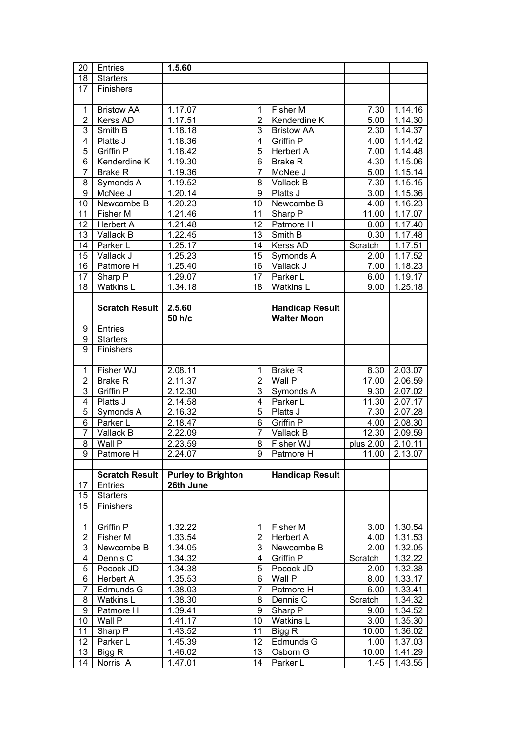| 20 | Entries | 1.5.60 | | | | |
|---|---|---|---|---|---|---|
| 18 | Starters | | | | | |
| 17 | Finishers | | | | | |
| | | | | | | |
| 1 | Bristow AA | 1.17.07 | 1 | Fisher M | 7.30 | 1.14.16 |
| 2 | Kerss AD | 1.17.51 | 2 | Kenderdine K | 5.00 | 1.14.30 |
| 3 | Smith B | 1.18.18 | 3 | Bristow AA | 2.30 | 1.14.37 |
| 4 | Platts J | 1.18.36 | 4 | Griffin P | 4.00 | 1.14.42 |
| 5 | Griffin P | 1.18.42 | 5 | Herbert A | 7.00 | 1.14.48 |
| 6 | Kenderdine K | 1.19.30 | 6 | Brake R | 4.30 | 1.15.06 |
| 7 | Brake R | 1.19.36 | 7 | McNee J | 5.00 | 1.15.14 |
| 8 | Symonds A | 1.19.52 | 8 | Vallack B | 7.30 | 1.15.15 |
| 9 | McNee J | 1.20.14 | 9 | Platts J | 3.00 | 1.15.36 |
| 10 | Newcombe B | 1.20.23 | 10 | Newcombe B | 4.00 | 1.16.23 |
| 11 | Fisher M | 1.21.46 | 11 | Sharp P | 11.00 | 1.17.07 |
| 12 | Herbert A | 1.21.48 | 12 | Patmore H | 8.00 | 1.17.40 |
| 13 | Vallack B | 1.22.45 | 13 | Smith B | 0.30 | 1.17.48 |
| 14 | Parker L | 1.25.17 | 14 | Kerss AD | Scratch | 1.17.51 |
| 15 | Vallack J | 1.25.23 | 15 | Symonds A | 2.00 | 1.17.52 |
| 16 | Patmore H | 1.25.40 | 16 | Vallack J | 7.00 | 1.18.23 |
| 17 | Sharp P | 1.29.07 | 17 | Parker L | 6.00 | 1.19.17 |
| 18 | Watkins L | 1.34.18 | 18 | Watkins L | 9.00 | 1.25.18 |
| | | | | | | |
| | **Scratch Result** | **2.5.60** | | **Handicap Result** | | |
| | | **50 h/c** | | **Walter Moon** | | |
| 9 | Entries | | | | | |
| 9 | Starters | | | | | |
| 9 | Finishers | | | | | |
| | | | | | | |
| 1 | Fisher WJ | 2.08.11 | 1 | Brake R | 8.30 | 2.03.07 |
| 2 | Brake R | 2.11.37 | 2 | Wall P | 17.00 | 2.06.59 |
| 3 | Griffin P | 2.12.30 | 3 | Symonds A | 9.30 | 2.07.02 |
| 4 | Platts J | 2.14.58 | 4 | Parker L | 11.30 | 2.07.17 |
| 5 | Symonds A | 2.16.32 | 5 | Platts J | 7.30 | 2.07.28 |
| 6 | Parker L | 2.18.47 | 6 | Griffin P | 4.00 | 2.08.30 |
| 7 | Vallack B | 2.22.09 | 7 | Vallack B | 12.30 | 2.09.59 |
| 8 | Wall P | 2.23.59 | 8 | Fisher WJ | plus 2.00 | 2.10.11 |
| 9 | Patmore H | 2.24.07 | 9 | Patmore H | 11.00 | 2.13.07 |
| | | | | | | |
| | **Scratch Result** | **Purley to Brighton** | | **Handicap Result** | | |
| 17 | Entries | **26th June** | | | | |
| 15 | Starters | | | | | |
| 15 | Finishers | | | | | |
| | | | | | | |
| 1 | Griffin P | 1.32.22 | 1 | Fisher M | 3.00 | 1.30.54 |
| 2 | Fisher M | 1.33.54 | 2 | Herbert A | 4.00 | 1.31.53 |
| 3 | Newcombe B | 1.34.05 | 3 | Newcombe B | 2.00 | 1.32.05 |
| 4 | Dennis C | 1.34.32 | 4 | Griffin P | Scratch | 1.32.22 |
| 5 | Pocock JD | 1.34.38 | 5 | Pocock JD | 2.00 | 1.32.38 |
| 6 | Herbert A | 1.35.53 | 6 | Wall P | 8.00 | 1.33.17 |
| 7 | Edmunds G | 1.38.03 | 7 | Patmore H | 6.00 | 1.33.41 |
| 8 | Watkins L | 1.38.30 | 8 | Dennis C | Scratch | 1.34.32 |
| 9 | Patmore H | 1.39.41 | 9 | Sharp P | 9.00 | 1.34.52 |
| 10 | Wall P | 1.41.17 | 10 | Watkins L | 3.00 | 1.35.30 |
| 11 | Sharp P | 1.43.52 | 11 | Bigg R | 10.00 | 1.36.02 |
| 12 | Parker L | 1.45.39 | 12 | Edmunds G | 1.00 | 1.37.03 |
| 13 | Bigg R | 1.46.02 | 13 | Osborn G | 10.00 | 1.41.29 |
| 14 | Norris A | 1.47.01 | 14 | Parker L | 1.45 | 1.43.55 |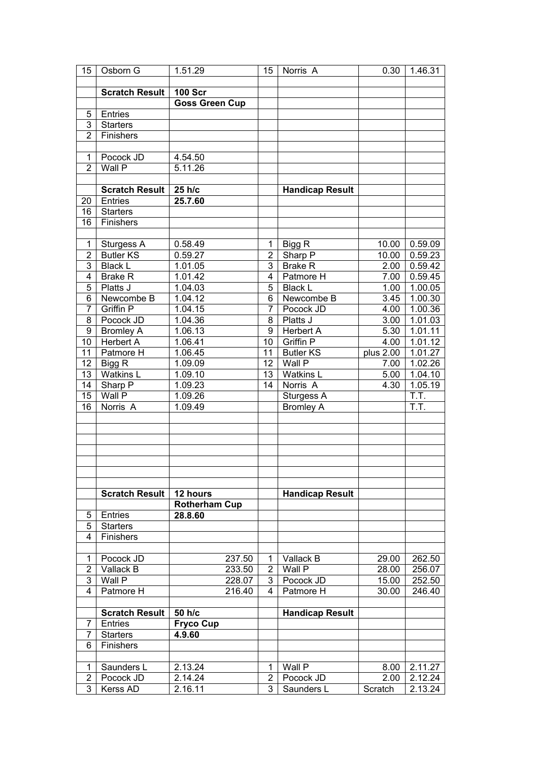| | | | | | | |
|---|---|---|---|---|---|---|
| 15 | Osborn G | 1.51.29 | 15 | Norris A | 0.30 | 1.46.31 |
| | | | | | | |
| | **Scratch Result** | **100 Scr** | | | | |
| | | **Goss Green Cup** | | | | |
| 5 | Entries | | | | | |
| 3 | Starters | | | | | |
| 2 | Finishers | | | | | |
| | | | | | | |
| 1 | Pocock JD | 4.54.50 | | | | |
| 2 | Wall P | 5.11.26 | | | | |
| | | | | | | |
| | **Scratch Result** | **25 h/c** | | **Handicap Result** | | |
| 20 | Entries | **25.7.60** | | | | |
| 16 | Starters | | | | | |
| 16 | Finishers | | | | | |
| | | | | | | |
| 1 | Sturgess A | 0.58.49 | 1 | Bigg R | 10.00 | 0.59.09 |
| 2 | Butler KS | 0.59.27 | 2 | Sharp P | 10.00 | 0.59.23 |
| 3 | Black L | 1.01.05 | 3 | Brake R | 2.00 | 0.59.42 |
| 4 | Brake R | 1.01.42 | 4 | Patmore H | 7.00 | 0.59.45 |
| 5 | Platts J | 1.04.03 | 5 | Black L | 1.00 | 1.00.05 |
| 6 | Newcombe B | 1.04.12 | 6 | Newcombe B | 3.45 | 1.00.30 |
| 7 | Griffin P | 1.04.15 | 7 | Pocock JD | 4.00 | 1.00.36 |
| 8 | Pocock JD | 1.04.36 | 8 | Platts J | 3.00 | 1.01.03 |
| 9 | Bromley A | 1.06.13 | 9 | Herbert A | 5.30 | 1.01.11 |
| 10 | Herbert A | 1.06.41 | 10 | Griffin P | 4.00 | 1.01.12 |
| 11 | Patmore H | 1.06.45 | 11 | Butler KS | plus 2.00 | 1.01.27 |
| 12 | Bigg R | 1.09.09 | 12 | Wall P | 7.00 | 1.02.26 |
| 13 | Watkins L | 1.09.10 | 13 | Watkins L | 5.00 | 1.04.10 |
| 14 | Sharp P | 1.09.23 | 14 | Norris A | 4.30 | 1.05.19 |
| 15 | Wall P | 1.09.26 | | Sturgess A | | T.T. |
| 16 | Norris A | 1.09.49 | | Bromley A | | T.T. |
| | | | | | | |
| | **Scratch Result** | **12 hours** | | **Handicap Result** | | |
| | | **Rotherham Cup** | | | | |
| 5 | Entries | **28.8.60** | | | | |
| 5 | Starters | | | | | |
| 4 | Finishers | | | | | |
| | | | | | | |
| 1 | Pocock JD | 237.50 | 1 | Vallack B | 29.00 | 262.50 |
| 2 | Vallack B | 233.50 | 2 | Wall P | 28.00 | 256.07 |
| 3 | Wall P | 228.07 | 3 | Pocock JD | 15.00 | 252.50 |
| 4 | Patmore H | 216.40 | 4 | Patmore H | 30.00 | 246.40 |
| | | | | | | |
| | **Scratch Result** | **50 h/c** | | **Handicap Result** | | |
| 7 | Entries | **Fryco Cup** | | | | |
| 7 | Starters | **4.9.60** | | | | |
| 6 | Finishers | | | | | |
| | | | | | | |
| 1 | Saunders L | 2.13.24 | 1 | Wall P | 8.00 | 2.11.27 |
| 2 | Pocock JD | 2.14.24 | 2 | Pocock JD | 2.00 | 2.12.24 |
| 3 | Kerss AD | 2.16.11 | 3 | Saunders L | Scratch | 2.13.24 |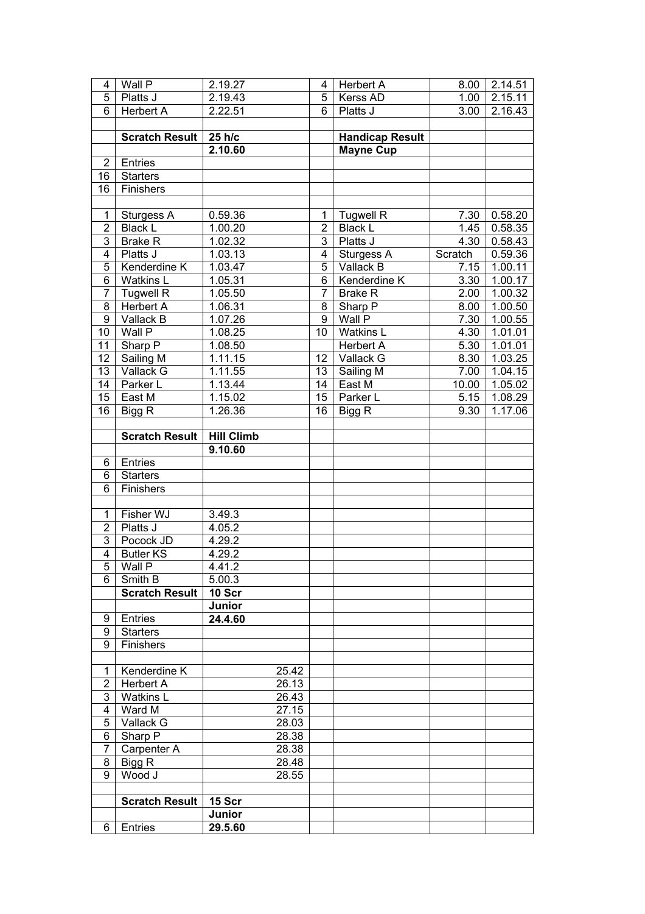| | | | | | | |
|---|---|---|---|---|---|---|
| 4 | Wall P | 2.19.27 | 4 | Herbert A | 8.00 | 2.14.51 |
| 5 | Platts J | 2.19.43 | 5 | Kerss AD | 1.00 | 2.15.11 |
| 6 | Herbert A | 2.22.51 | 6 | Platts J | 3.00 | 2.16.43 |
| | | | | | | |
| | **Scratch Result** | **25 h/c** | | **Handicap Result** | | |
| | | **2.10.60** | | **Mayne Cup** | | |
| 2 | Entries | | | | | |
| 16 | Starters | | | | | |
| 16 | Finishers | | | | | |
| | | | | | | |
| 1 | Sturgess A | 0.59.36 | 1 | Tugwell R | 7.30 | 0.58.20 |
| 2 | Black L | 1.00.20 | 2 | Black L | 1.45 | 0.58.35 |
| 3 | Brake R | 1.02.32 | 3 | Platts J | 4.30 | 0.58.43 |
| 4 | Platts J | 1.03.13 | 4 | Sturgess A | Scratch | 0.59.36 |
| 5 | Kenderdine K | 1.03.47 | 5 | Vallack B | 7.15 | 1.00.11 |
| 6 | Watkins L | 1.05.31 | 6 | Kenderdine K | 3.30 | 1.00.17 |
| 7 | Tugwell R | 1.05.50 | 7 | Brake R | 2.00 | 1.00.32 |
| 8 | Herbert A | 1.06.31 | 8 | Sharp P | 8.00 | 1.00.50 |
| 9 | Vallack B | 1.07.26 | 9 | Wall P | 7.30 | 1.00.55 |
| 10 | Wall P | 1.08.25 | 10 | Watkins L | 4.30 | 1.01.01 |
| 11 | Sharp P | 1.08.50 | | Herbert A | 5.30 | 1.01.01 |
| 12 | Sailing M | 1.11.15 | 12 | Vallack G | 8.30 | 1.03.25 |
| 13 | Vallack G | 1.11.55 | 13 | Sailing M | 7.00 | 1.04.15 |
| 14 | Parker L | 1.13.44 | 14 | East M | 10.00 | 1.05.02 |
| 15 | East M | 1.15.02 | 15 | Parker L | 5.15 | 1.08.29 |
| 16 | Bigg R | 1.26.36 | 16 | Bigg R | 9.30 | 1.17.06 |
| | | | | | | |
| | **Scratch Result** | **Hill Climb** | | | | |
| | | **9.10.60** | | | | |
| 6 | Entries | | | | | |
| 6 | Starters | | | | | |
| 6 | Finishers | | | | | |
| | | | | | | |
| 1 | Fisher WJ | 3.49.3 | | | | |
| 2 | Platts J | 4.05.2 | | | | |
| 3 | Pocock JD | 4.29.2 | | | | |
| 4 | Butler KS | 4.29.2 | | | | |
| 5 | Wall P | 4.41.2 | | | | |
| 6 | Smith B | 5.00.3 | | | | |
| | **Scratch Result** | **10 Scr** | | | | |
| | | **Junior** | | | | |
| 9 | Entries | **24.4.60** | | | | |
| 9 | Starters | | | | | |
| 9 | Finishers | | | | | |
| | | | | | | |
| 1 | Kenderdine K | 25.42 | | | | |
| 2 | Herbert A | 26.13 | | | | |
| 3 | Watkins L | 26.43 | | | | |
| 4 | Ward M | 27.15 | | | | |
| 5 | Vallack G | 28.03 | | | | |
| 6 | Sharp P | 28.38 | | | | |
| 7 | Carpenter A | 28.38 | | | | |
| 8 | Bigg R | 28.48 | | | | |
| 9 | Wood J | 28.55 | | | | |
| | | | | | | |
| | **Scratch Result** | **15 Scr** | | | | |
| | | **Junior** | | | | |
| 6 | Entries | **29.5.60** | | | | |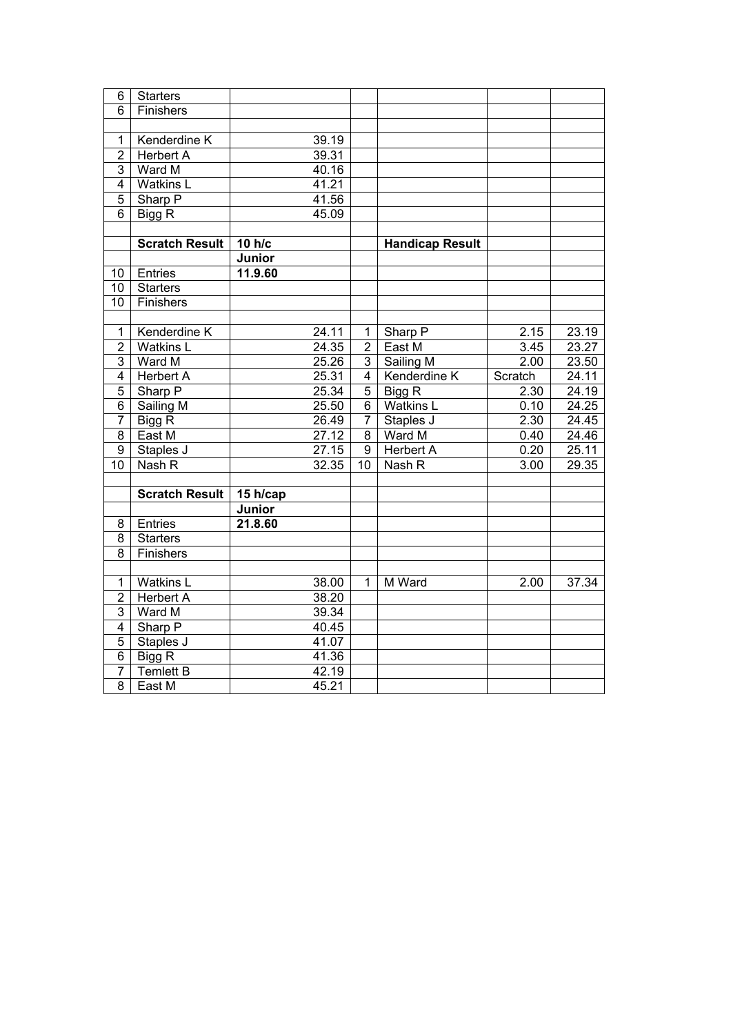| | | | | | | |
|---|---|---|---|---|---|---|
| 6 | Starters | | | | | |
| 6 | Finishers | | | | | |
| | | | | | | |
| 1 | Kenderdine K | 39.19 | | | | |
| 2 | Herbert A | 39.31 | | | | |
| 3 | Ward M | 40.16 | | | | |
| 4 | Watkins L | 41.21 | | | | |
| 5 | Sharp P | 41.56 | | | | |
| 6 | Bigg R | 45.09 | | | | |
| | | | | | | |
| | **Scratch Result** | **10 h/c** | | **Handicap Result** | | |
| | | **Junior** | | | | |
| 10 | Entries | **11.9.60** | | | | |
| 10 | Starters | | | | | |
| 10 | Finishers | | | | | |
| | | | | | | |
| 1 | Kenderdine K | 24.11 | 1 | Sharp P | 2.15 | 23.19 |
| 2 | Watkins L | 24.35 | 2 | East M | 3.45 | 23.27 |
| 3 | Ward M | 25.26 | 3 | Sailing M | 2.00 | 23.50 |
| 4 | Herbert A | 25.31 | 4 | Kenderdine K | Scratch | 24.11 |
| 5 | Sharp P | 25.34 | 5 | Bigg R | 2.30 | 24.19 |
| 6 | Sailing M | 25.50 | 6 | Watkins L | 0.10 | 24.25 |
| 7 | Bigg R | 26.49 | 7 | Staples J | 2.30 | 24.45 |
| 8 | East M | 27.12 | 8 | Ward M | 0.40 | 24.46 |
| 9 | Staples J | 27.15 | 9 | Herbert A | 0.20 | 25.11 |
| 10 | Nash R | 32.35 | 10 | Nash R | 3.00 | 29.35 |
| | | | | | | |
| | **Scratch Result** | **15 h/cap** | | | | |
| | | **Junior** | | | | |
| 8 | Entries | **21.8.60** | | | | |
| 8 | Starters | | | | | |
| 8 | Finishers | | | | | |
| | | | | | | |
| 1 | Watkins L | 38.00 | 1 | M Ward | 2.00 | 37.34 |
| 2 | Herbert A | 38.20 | | | | |
| 3 | Ward M | 39.34 | | | | |
| 4 | Sharp P | 40.45 | | | | |
| 5 | Staples J | 41.07 | | | | |
| 6 | Bigg R | 41.36 | | | | |
| 7 | Temlett B | 42.19 | | | | |
| 8 | East M | 45.21 | | | | |